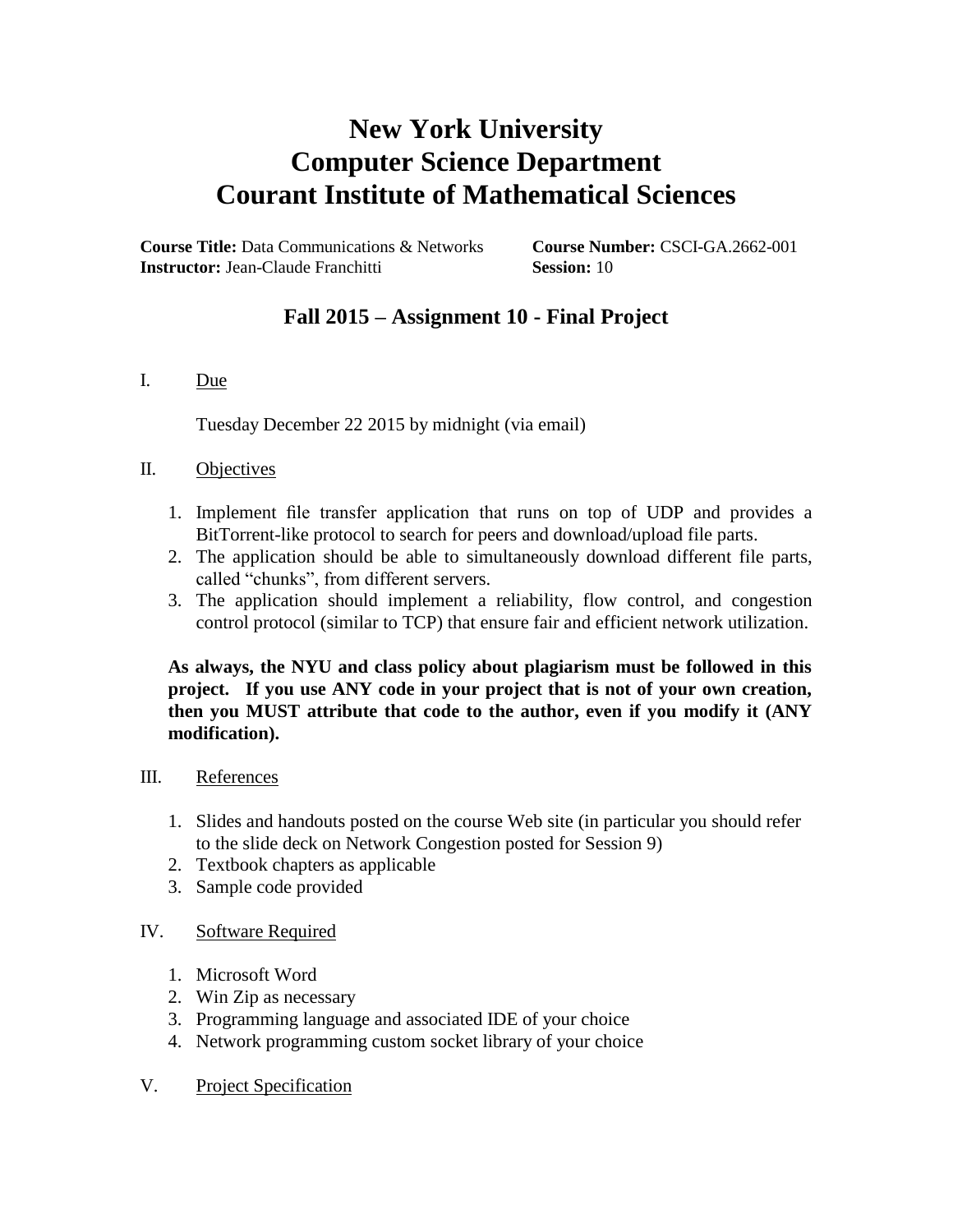# New York University
# Computer Science Department
# Courant Institute of Mathematical Sciences

**Course Title:** Data Communications & Networks **Course Number:** CSCI-GA.2662-001
**Instructor:** Jean-Claude Franchitti **Session:** 10

## Fall 2015 – Assignment 10 - Final Project

I. Due

Tuesday December 22 2015 by midnight (via email)

II. Objectives

1. Implement file transfer application that runs on top of UDP and provides a BitTorrent-like protocol to search for peers and download/upload file parts.
2. The application should be able to simultaneously download different file parts, called "chunks", from different servers.
3. The application should implement a reliability, flow control, and congestion control protocol (similar to TCP) that ensure fair and efficient network utilization.

**As always, the NYU and class policy about plagiarism must be followed in this project. If you use ANY code in your project that is not of your own creation, then you MUST attribute that code to the author, even if you modify it (ANY modification).**

III. References

1. Slides and handouts posted on the course Web site (in particular you should refer to the slide deck on Network Congestion posted for Session 9)
2. Textbook chapters as applicable
3. Sample code provided

IV. Software Required

1. Microsoft Word
2. Win Zip as necessary
3. Programming language and associated IDE of your choice
4. Network programming custom socket library of your choice

V. Project Specification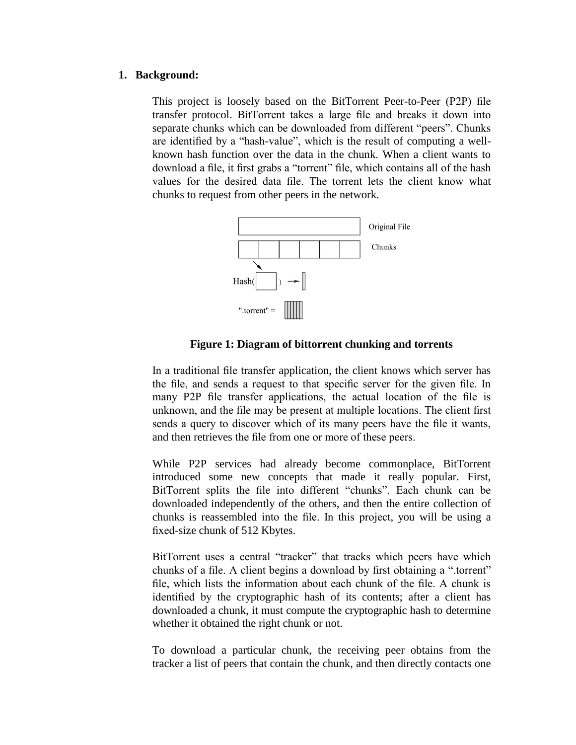## 1. Background:

This project is loosely based on the BitTorrent Peer-to-Peer (P2P) file transfer protocol. BitTorrent takes a large file and breaks it down into separate chunks which can be downloaded from different "peers". Chunks are identified by a "hash-value", which is the result of computing a well-known hash function over the data in the chunk. When a client wants to download a file, it first grabs a "torrent" file, which contains all of the hash values for the desired data file. The torrent lets the client know what chunks to request from other peers in the network.

**Figure 1: Diagram of bittorrent chunking and torrents**

In a traditional file transfer application, the client knows which server has the file, and sends a request to that specific server for the given file. In many P2P file transfer applications, the actual location of the file is unknown, and the file may be present at multiple locations. The client first sends a query to discover which of its many peers have the file it wants, and then retrieves the file from one or more of these peers.

While P2P services had already become commonplace, BitTorrent introduced some new concepts that made it really popular. First, BitTorrent splits the file into different "chunks". Each chunk can be downloaded independently of the others, and then the entire collection of chunks is reassembled into the file. In this project, you will be using a fixed-size chunk of 512 Kbytes.

BitTorrent uses a central "tracker" that tracks which peers have which chunks of a file. A client begins a download by first obtaining a ".torrent" file, which lists the information about each chunk of the file. A chunk is identified by the cryptographic hash of its contents; after a client has downloaded a chunk, it must compute the cryptographic hash to determine whether it obtained the right chunk or not.

To download a particular chunk, the receiving peer obtains from the tracker a list of peers that contain the chunk, and then directly contacts one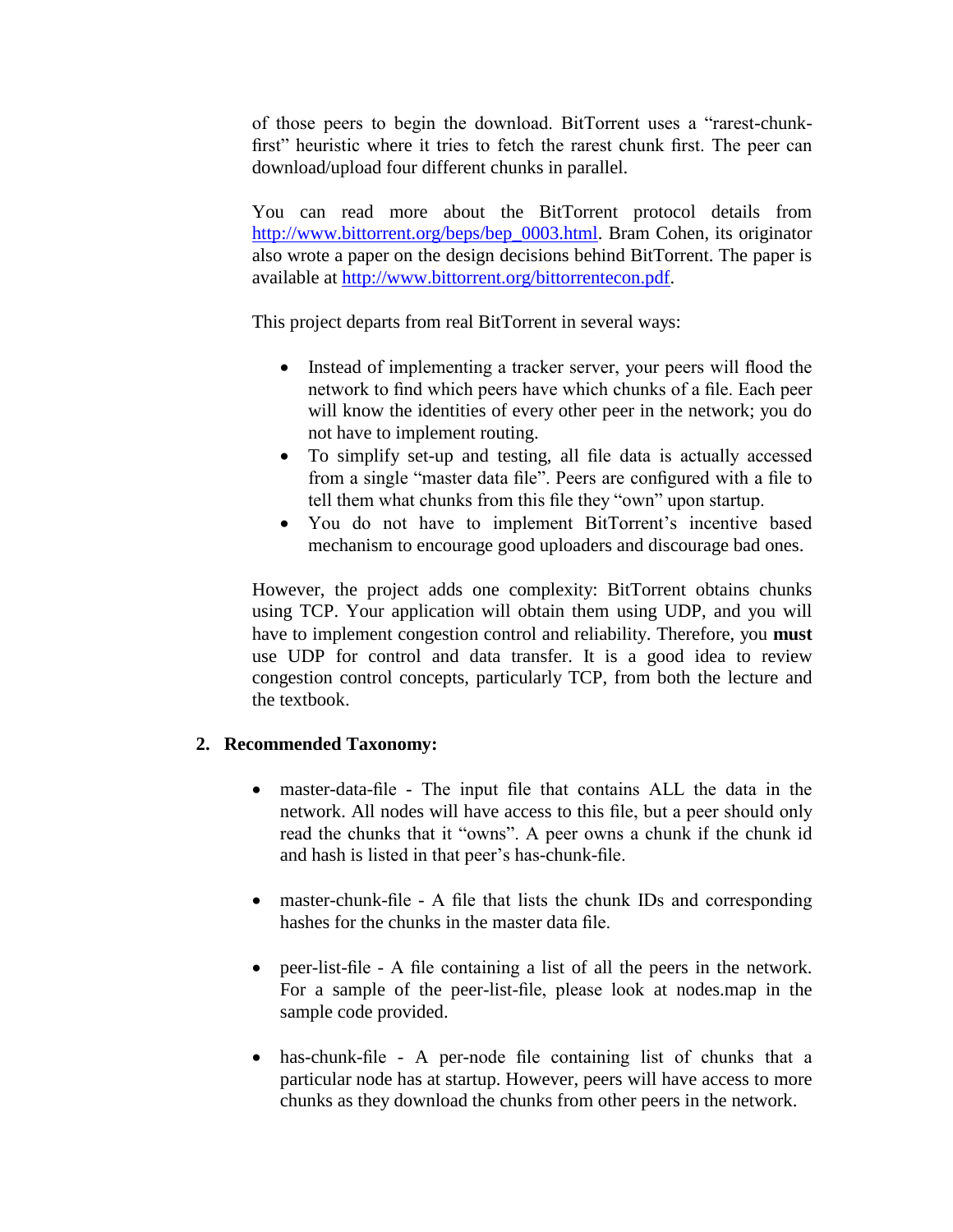of those peers to begin the download. BitTorrent uses a "rarest-chunk-first" heuristic where it tries to fetch the rarest chunk first. The peer can download/upload four different chunks in parallel.

You can read more about the BitTorrent protocol details from [http://www.bittorrent.org/beps/bep_0003.html](http://www.bittorrent.org/beps/bep_0003.html). Bram Cohen, its originator also wrote a paper on the design decisions behind BitTorrent. The paper is available at [http://www.bittorrent.org/bittorrentecon.pdf](http://www.bittorrent.org/bittorrentecon.pdf).

This project departs from real BitTorrent in several ways:

- Instead of implementing a tracker server, your peers will flood the network to find which peers have which chunks of a file. Each peer will know the identities of every other peer in the network; you do not have to implement routing.
- To simplify set-up and testing, all file data is actually accessed from a single "master data file". Peers are configured with a file to tell them what chunks from this file they "own" upon startup.
- You do not have to implement BitTorrent's incentive based mechanism to encourage good uploaders and discourage bad ones.

However, the project adds one complexity: BitTorrent obtains chunks using TCP. Your application will obtain them using UDP, and you will have to implement congestion control and reliability. Therefore, you **must** use UDP for control and data transfer. It is a good idea to review congestion control concepts, particularly TCP, from both the lecture and the textbook.

## 2. Recommended Taxonomy:

- master-data-file - The input file that contains ALL the data in the network. All nodes will have access to this file, but a peer should only read the chunks that it "owns". A peer owns a chunk if the chunk id and hash is listed in that peer's has-chunk-file.

- master-chunk-file - A file that lists the chunk IDs and corresponding hashes for the chunks in the master data file.

- peer-list-file - A file containing a list of all the peers in the network. For a sample of the peer-list-file, please look at nodes.map in the sample code provided.

- has-chunk-file - A per-node file containing list of chunks that a particular node has at startup. However, peers will have access to more chunks as they download the chunks from other peers in the network.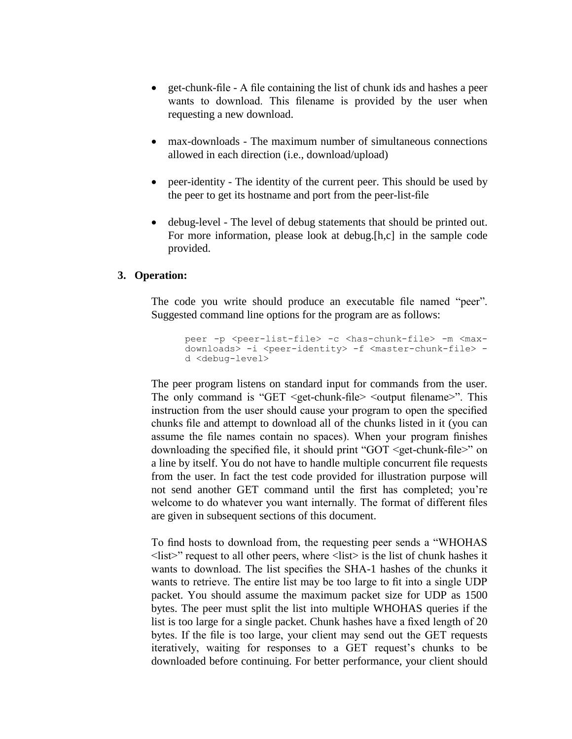- get-chunk-file - A file containing the list of chunk ids and hashes a peer wants to download. This filename is provided by the user when requesting a new download.

- max-downloads - The maximum number of simultaneous connections allowed in each direction (i.e., download/upload)

- peer-identity - The identity of the current peer. This should be used by the peer to get its hostname and port from the peer-list-file

- debug-level - The level of debug statements that should be printed out. For more information, please look at debug.[h,c] in the sample code provided.

## 3. Operation:

The code you write should produce an executable file named "peer". Suggested command line options for the program are as follows:

```
peer -p <peer-list-file> -c <has-chunk-file> -m <max-downloads> -i <peer-identity> -f <master-chunk-file> -d <debug-level>
```

The peer program listens on standard input for commands from the user. The only command is "GET <get-chunk-file> <output filename>". This instruction from the user should cause your program to open the specified chunks file and attempt to download all of the chunks listed in it (you can assume the file names contain no spaces). When your program finishes downloading the specified file, it should print "GOT <get-chunk-file>" on a line by itself. You do not have to handle multiple concurrent file requests from the user. In fact the test code provided for illustration purpose will not send another GET command until the first has completed; you're welcome to do whatever you want internally. The format of different files are given in subsequent sections of this document.

To find hosts to download from, the requesting peer sends a "WHOHAS <list>" request to all other peers, where <list> is the list of chunk hashes it wants to download. The list specifies the SHA-1 hashes of the chunks it wants to retrieve. The entire list may be too large to fit into a single UDP packet. You should assume the maximum packet size for UDP as 1500 bytes. The peer must split the list into multiple WHOHAS queries if the list is too large for a single packet. Chunk hashes have a fixed length of 20 bytes. If the file is too large, your client may send out the GET requests iteratively, waiting for responses to a GET request's chunks to be downloaded before continuing. For better performance, your client should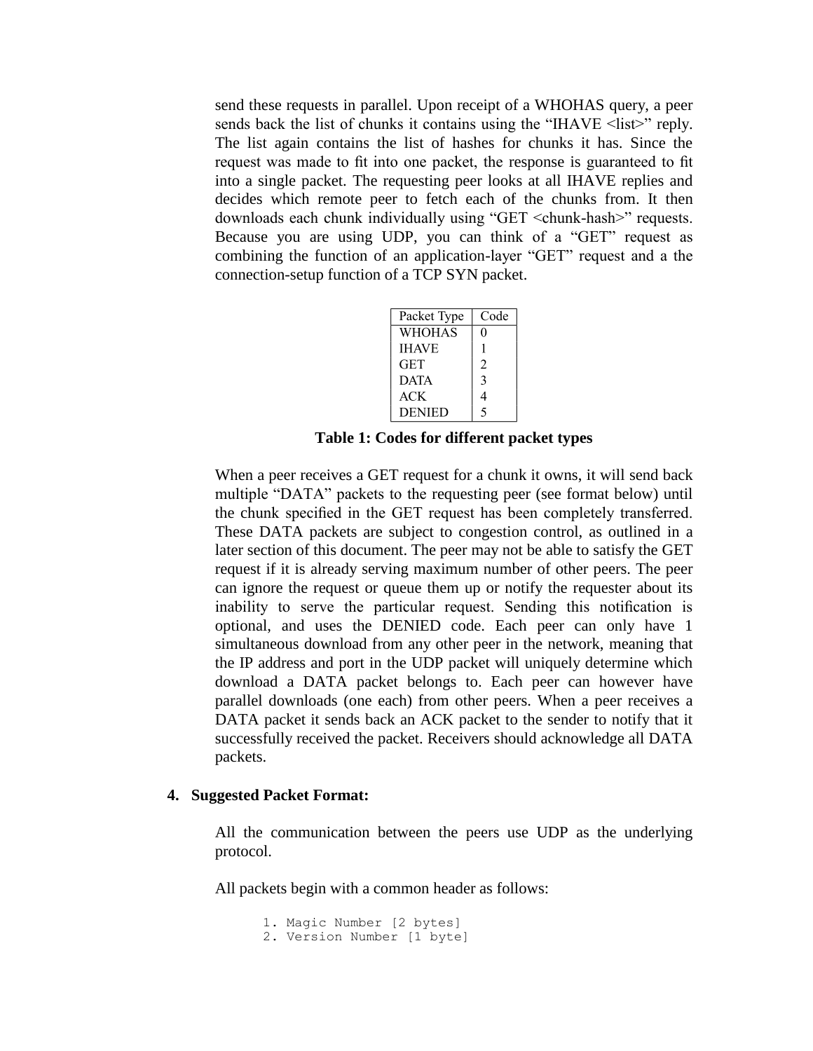send these requests in parallel. Upon receipt of a WHOHAS query, a peer sends back the list of chunks it contains using the "IHAVE <list>" reply. The list again contains the list of hashes for chunks it has. Since the request was made to fit into one packet, the response is guaranteed to fit into a single packet. The requesting peer looks at all IHAVE replies and decides which remote peer to fetch each of the chunks from. It then downloads each chunk individually using "GET <chunk-hash>" requests. Because you are using UDP, you can think of a "GET" request as combining the function of an application-layer "GET" request and a the connection-setup function of a TCP SYN packet.

| Packet Type | Code |
| --- | --- |
| WHOHAS | 0 |
| IHAVE | 1 |
| GET | 2 |
| DATA | 3 |
| ACK | 4 |
| DENIED | 5 |

**Table 1: Codes for different packet types**

When a peer receives a GET request for a chunk it owns, it will send back multiple "DATA" packets to the requesting peer (see format below) until the chunk specified in the GET request has been completely transferred. These DATA packets are subject to congestion control, as outlined in a later section of this document. The peer may not be able to satisfy the GET request if it is already serving maximum number of other peers. The peer can ignore the request or queue them up or notify the requester about its inability to serve the particular request. Sending this notification is optional, and uses the DENIED code. Each peer can only have 1 simultaneous download from any other peer in the network, meaning that the IP address and port in the UDP packet will uniquely determine which download a DATA packet belongs to. Each peer can however have parallel downloads (one each) from other peers. When a peer receives a DATA packet it sends back an ACK packet to the sender to notify that it successfully received the packet. Receivers should acknowledge all DATA packets.

## 4. Suggested Packet Format:

All the communication between the peers use UDP as the underlying protocol.

All packets begin with a common header as follows:

```
1. Magic Number [2 bytes]
2. Version Number [1 byte]
```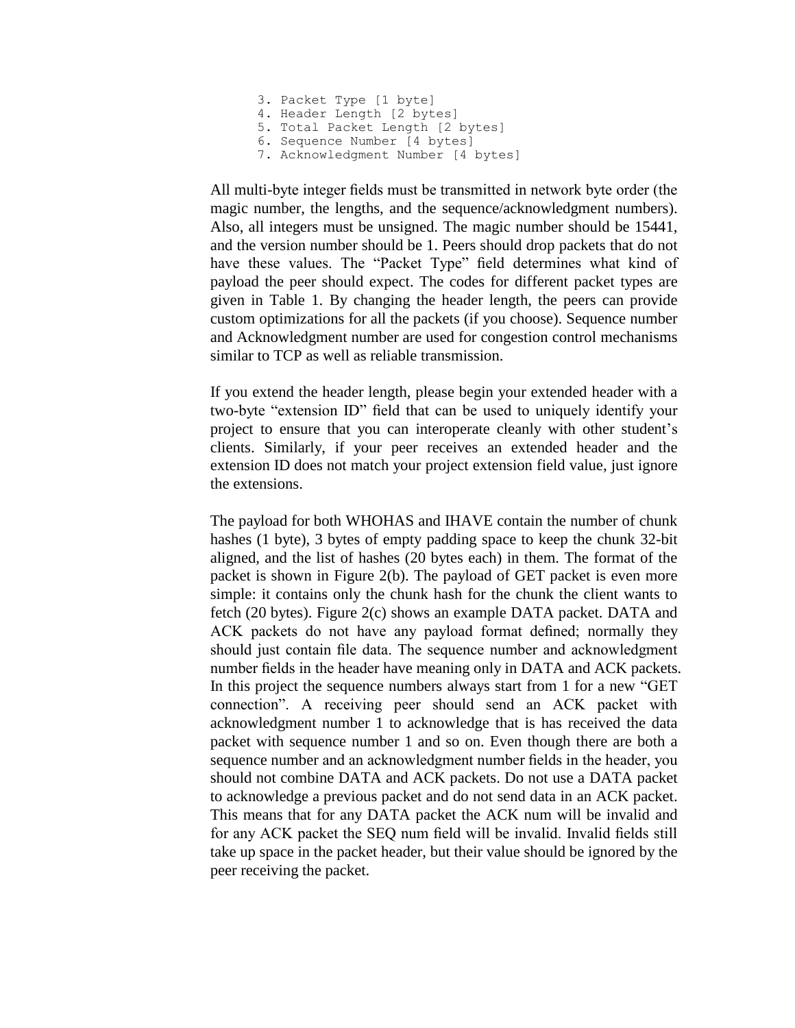```
3. Packet Type [1 byte]
4. Header Length [2 bytes]
5. Total Packet Length [2 bytes]
6. Sequence Number [4 bytes]
7. Acknowledgment Number [4 bytes]
```

All multi-byte integer fields must be transmitted in network byte order (the magic number, the lengths, and the sequence/acknowledgment numbers). Also, all integers must be unsigned. The magic number should be 15441, and the version number should be 1. Peers should drop packets that do not have these values. The "Packet Type" field determines what kind of payload the peer should expect. The codes for different packet types are given in Table 1. By changing the header length, the peers can provide custom optimizations for all the packets (if you choose). Sequence number and Acknowledgment number are used for congestion control mechanisms similar to TCP as well as reliable transmission.

If you extend the header length, please begin your extended header with a two-byte "extension ID" field that can be used to uniquely identify your project to ensure that you can interoperate cleanly with other student's clients. Similarly, if your peer receives an extended header and the extension ID does not match your project extension field value, just ignore the extensions.

The payload for both WHOHAS and IHAVE contain the number of chunk hashes (1 byte), 3 bytes of empty padding space to keep the chunk 32-bit aligned, and the list of hashes (20 bytes each) in them. The format of the packet is shown in Figure 2(b). The payload of GET packet is even more simple: it contains only the chunk hash for the chunk the client wants to fetch (20 bytes). Figure 2(c) shows an example DATA packet. DATA and ACK packets do not have any payload format defined; normally they should just contain file data. The sequence number and acknowledgment number fields in the header have meaning only in DATA and ACK packets. In this project the sequence numbers always start from 1 for a new "GET connection". A receiving peer should send an ACK packet with acknowledgment number 1 to acknowledge that is has received the data packet with sequence number 1 and so on. Even though there are both a sequence number and an acknowledgment number fields in the header, you should not combine DATA and ACK packets. Do not use a DATA packet to acknowledge a previous packet and do not send data in an ACK packet. This means that for any DATA packet the ACK num will be invalid and for any ACK packet the SEQ num field will be invalid. Invalid fields still take up space in the packet header, but their value should be ignored by the peer receiving the packet.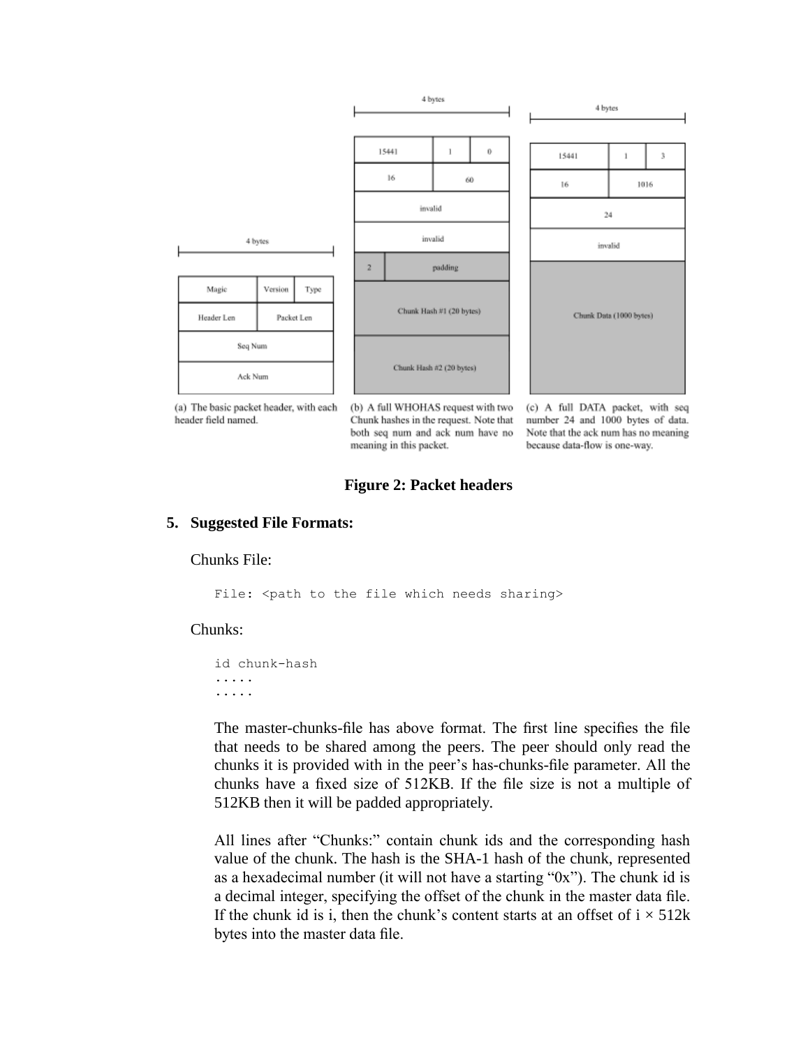| Magic | | Version | Type |
| --- | --- | --- | --- |
| Header Len | | Packet Len | |
| Seq Num | | | |
| Ack Num | | | |

(a) The basic packet header, with each header field named.

| 15441 | | 1 | 0 |
| --- | --- | --- | --- |
| 16 | | 60 | |
| invalid | | | |
| invalid | | | |
| 2 | padding | | |
| Chunk Hash #1 (20 bytes) | | | |
| Chunk Hash #2 (20 bytes) | | | |

(b) A full WHOHAS request with two Chunk hashes in the request. Note that both seq num and ack num have no meaning in this packet.

| 15441 | | 1 | 3 |
| --- | --- | --- | --- |
| 16 | | 1016 | |
| 24 | | | |
| invalid | | | |
| Chunk Data (1000 bytes) | | | |

(c) A full DATA packet, with seq number 24 and 1000 bytes of data. Note that the ack num has no meaning because data-flow is one-way.

**Figure 2: Packet headers**

## 5. Suggested File Formats:

Chunks File:

```
File: <path to the file which needs sharing>
```

Chunks:

```
id chunk-hash
.....
.....
```

The master-chunks-file has above format. The first line specifies the file that needs to be shared among the peers. The peer should only read the chunks it is provided with in the peer's has-chunks-file parameter. All the chunks have a fixed size of 512KB. If the file size is not a multiple of 512KB then it will be padded appropriately.

All lines after "Chunks:" contain chunk ids and the corresponding hash value of the chunk. The hash is the SHA-1 hash of the chunk, represented as a hexadecimal number (it will not have a starting "0x"). The chunk id is a decimal integer, specifying the offset of the chunk in the master data file. If the chunk id is i, then the chunk's content starts at an offset of $i \times 512k$ bytes into the master data file.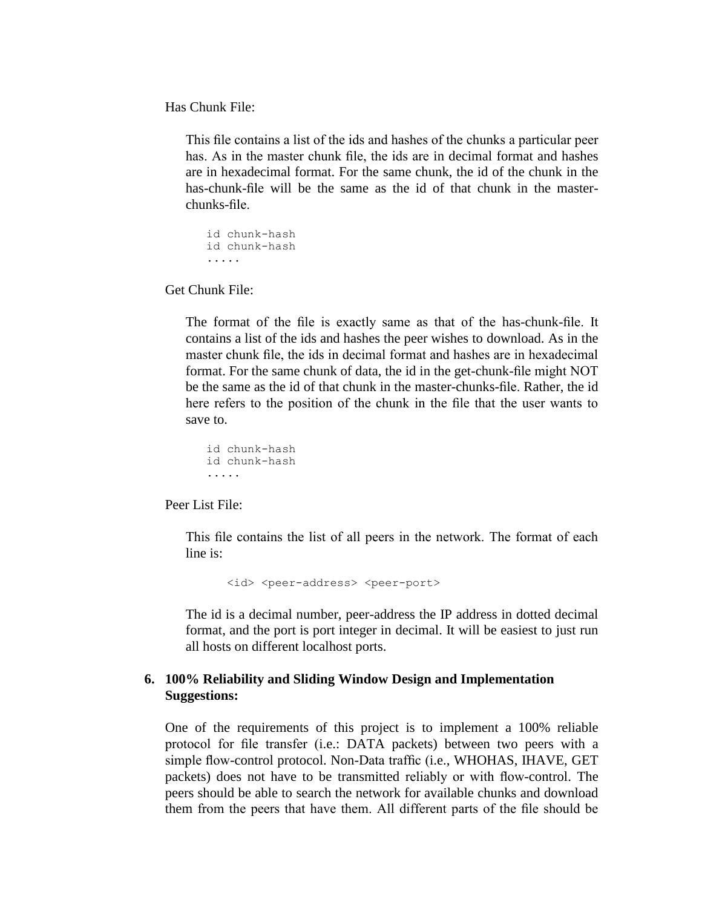Has Chunk File:

This file contains a list of the ids and hashes of the chunks a particular peer has. As in the master chunk file, the ids are in decimal format and hashes are in hexadecimal format. For the same chunk, the id of the chunk in the has-chunk-file will be the same as the id of that chunk in the master-chunks-file.

```
id chunk-hash
id chunk-hash
.....
```

Get Chunk File:

The format of the file is exactly same as that of the has-chunk-file. It contains a list of the ids and hashes the peer wishes to download. As in the master chunk file, the ids in decimal format and hashes are in hexadecimal format. For the same chunk of data, the id in the get-chunk-file might NOT be the same as the id of that chunk in the master-chunks-file. Rather, the id here refers to the position of the chunk in the file that the user wants to save to.

```
id chunk-hash
id chunk-hash
.....
```

Peer List File:

This file contains the list of all peers in the network. The format of each line is:

```
<id> <peer-address> <peer-port>
```

The id is a decimal number, peer-address the IP address in dotted decimal format, and the port is port integer in decimal. It will be easiest to just run all hosts on different localhost ports.

## 6. 100% Reliability and Sliding Window Design and Implementation Suggestions:

One of the requirements of this project is to implement a 100% reliable protocol for file transfer (i.e.: DATA packets) between two peers with a simple flow-control protocol. Non-Data traffic (i.e., WHOHAS, IHAVE, GET packets) does not have to be transmitted reliably or with flow-control. The peers should be able to search the network for available chunks and download them from the peers that have them. All different parts of the file should be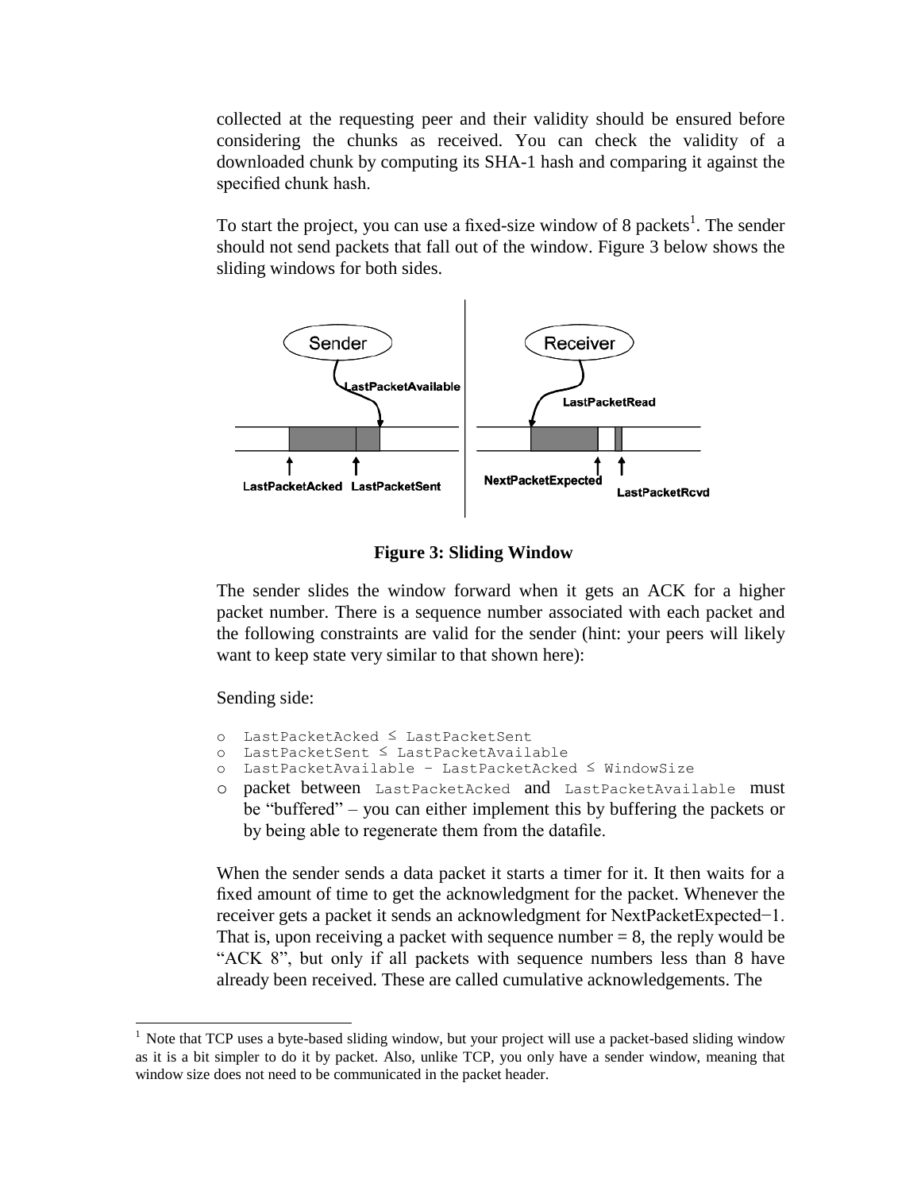collected at the requesting peer and their validity should be ensured before considering the chunks as received. You can check the validity of a downloaded chunk by computing its SHA-1 hash and comparing it against the specified chunk hash.

To start the project, you can use a fixed-size window of 8 packets[1]. The sender should not send packets that fall out of the window. Figure 3 below shows the sliding windows for both sides.

**Figure 3: Sliding Window**

The sender slides the window forward when it gets an ACK for a higher packet number. There is a sequence number associated with each packet and the following constraints are valid for the sender (hint: your peers will likely want to keep state very similar to that shown here):

Sending side:

- `LastPacketAcked ≤ LastPacketSent`
- `LastPacketSent ≤ LastPacketAvailable`
- `LastPacketAvailable - LastPacketAcked ≤ WindowSize`
- packet between `LastPacketAcked` and `LastPacketAvailable` must be "buffered" – you can either implement this by buffering the packets or by being able to regenerate them from the datafile.

When the sender sends a data packet it starts a timer for it. It then waits for a fixed amount of time to get the acknowledgment for the packet. Whenever the receiver gets a packet it sends an acknowledgment for NextPacketExpected−1. That is, upon receiving a packet with sequence number = 8, the reply would be "ACK 8", but only if all packets with sequence numbers less than 8 have already been received. These are called cumulative acknowledgements. The

[1] Note that TCP uses a byte-based sliding window, but your project will use a packet-based sliding window as it is a bit simpler to do it by packet. Also, unlike TCP, you only have a sender window, meaning that window size does not need to be communicated in the packet header.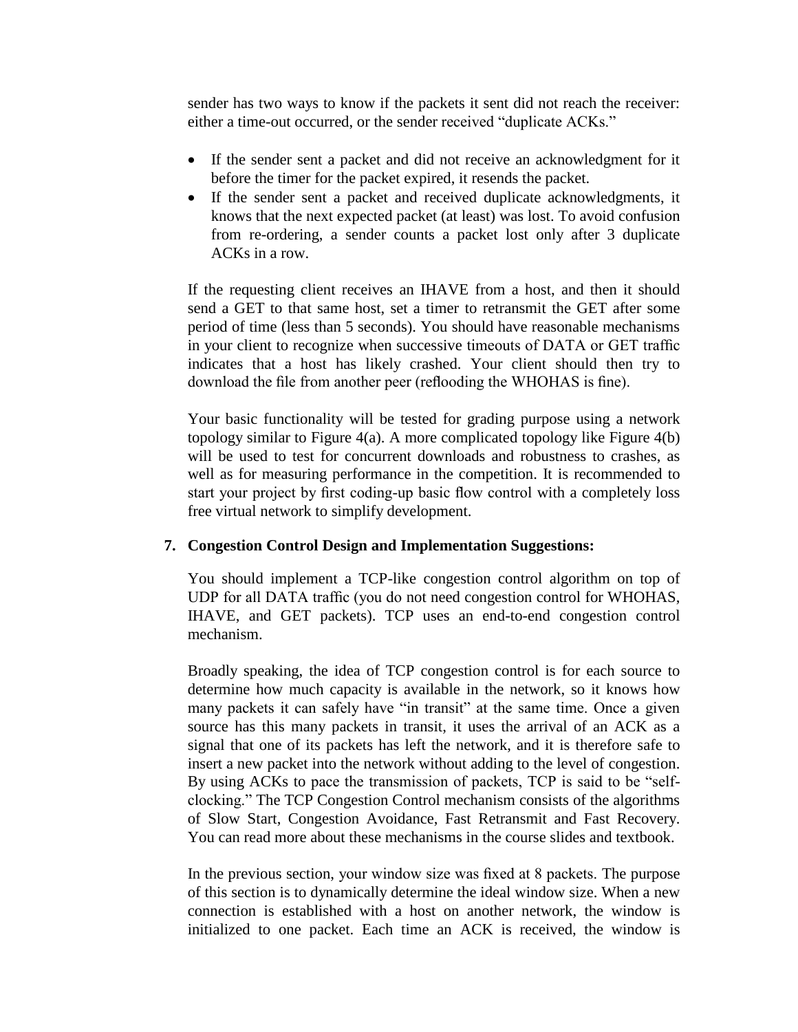sender has two ways to know if the packets it sent did not reach the receiver: either a time-out occurred, or the sender received "duplicate ACKs."

- If the sender sent a packet and did not receive an acknowledgment for it before the timer for the packet expired, it resends the packet.
- If the sender sent a packet and received duplicate acknowledgments, it knows that the next expected packet (at least) was lost. To avoid confusion from re-ordering, a sender counts a packet lost only after 3 duplicate ACKs in a row.

If the requesting client receives an IHAVE from a host, and then it should send a GET to that same host, set a timer to retransmit the GET after some period of time (less than 5 seconds). You should have reasonable mechanisms in your client to recognize when successive timeouts of DATA or GET traffic indicates that a host has likely crashed. Your client should then try to download the file from another peer (reflooding the WHOHAS is fine).

Your basic functionality will be tested for grading purpose using a network topology similar to Figure 4(a). A more complicated topology like Figure 4(b) will be used to test for concurrent downloads and robustness to crashes, as well as for measuring performance in the competition. It is recommended to start your project by first coding-up basic flow control with a completely loss free virtual network to simplify development.

**7. Congestion Control Design and Implementation Suggestions:**

You should implement a TCP-like congestion control algorithm on top of UDP for all DATA traffic (you do not need congestion control for WHOHAS, IHAVE, and GET packets). TCP uses an end-to-end congestion control mechanism.

Broadly speaking, the idea of TCP congestion control is for each source to determine how much capacity is available in the network, so it knows how many packets it can safely have "in transit" at the same time. Once a given source has this many packets in transit, it uses the arrival of an ACK as a signal that one of its packets has left the network, and it is therefore safe to insert a new packet into the network without adding to the level of congestion. By using ACKs to pace the transmission of packets, TCP is said to be "self-clocking." The TCP Congestion Control mechanism consists of the algorithms of Slow Start, Congestion Avoidance, Fast Retransmit and Fast Recovery. You can read more about these mechanisms in the course slides and textbook.

In the previous section, your window size was fixed at 8 packets. The purpose of this section is to dynamically determine the ideal window size. When a new connection is established with a host on another network, the window is initialized to one packet. Each time an ACK is received, the window is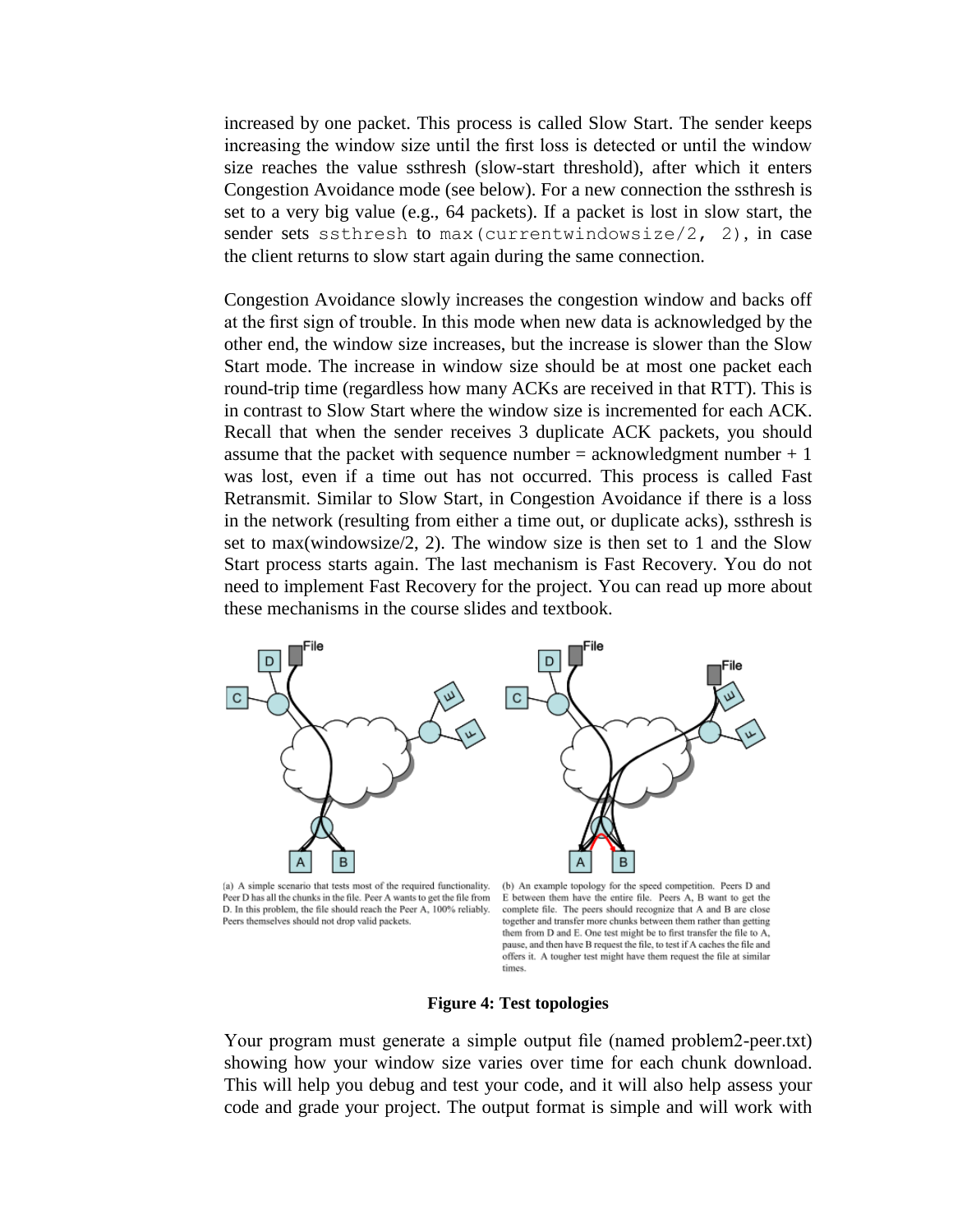increased by one packet. This process is called Slow Start. The sender keeps increasing the window size until the first loss is detected or until the window size reaches the value ssthresh (slow-start threshold), after which it enters Congestion Avoidance mode (see below). For a new connection the ssthresh is set to a very big value (e.g., 64 packets). If a packet is lost in slow start, the sender sets `ssthresh` to `max(currentwindowsize/2, 2)`, in case the client returns to slow start again during the same connection.

Congestion Avoidance slowly increases the congestion window and backs off at the first sign of trouble. In this mode when new data is acknowledged by the other end, the window size increases, but the increase is slower than the Slow Start mode. The increase in window size should be at most one packet each round-trip time (regardless how many ACKs are received in that RTT). This is in contrast to Slow Start where the window size is incremented for each ACK. Recall that when the sender receives 3 duplicate ACK packets, you should assume that the packet with sequence number = acknowledgment number + 1 was lost, even if a time out has not occurred. This process is called Fast Retransmit. Similar to Slow Start, in Congestion Avoidance if there is a loss in the network (resulting from either a time out, or duplicate acks), ssthresh is set to max(windowsize/2, 2). The window size is then set to 1 and the Slow Start process starts again. The last mechanism is Fast Recovery. You do not need to implement Fast Recovery for the project. You can read up more about these mechanisms in the course slides and textbook.

(a) A simple scenario that tests most of the required functionality. Peer D has all the chunks in the file. Peer A wants to get the file from D. In this problem, the file should reach the Peer A, 100% reliably. Peers themselves should not drop valid packets.

(b) An example topology for the speed competition. Peers D and E between them have the entire file. Peers A, B want to get the complete file. The peers should recognize that A and B are close together and transfer more chunks between them rather than getting them from D and E. One test might be to first transfer the file to A, pause, and then have B request the file, to test if A caches the file and offers it. A tougher test might have them request the file at similar times.

**Figure 4: Test topologies**

Your program must generate a simple output file (named problem2-peer.txt) showing how your window size varies over time for each chunk download. This will help you debug and test your code, and it will also help assess your code and grade your project. The output format is simple and will work with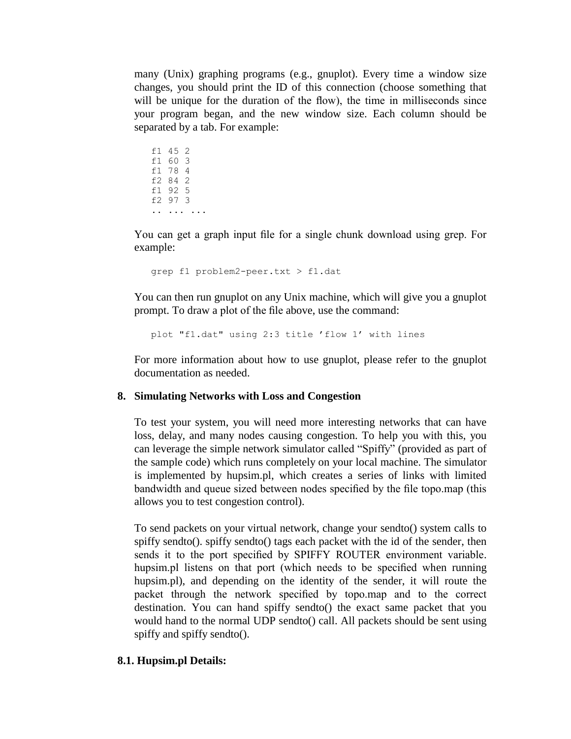many (Unix) graphing programs (e.g., gnuplot). Every time a window size changes, you should print the ID of this connection (choose something that will be unique for the duration of the flow), the time in milliseconds since your program began, and the new window size. Each column should be separated by a tab. For example:

```
f1 45 2
f1 60 3
f1 78 4
f2 84 2
f1 92 5
f2 97 3
.. ... ...
```

You can get a graph input file for a single chunk download using grep. For example:

```
grep f1 problem2-peer.txt > f1.dat
```

You can then run gnuplot on any Unix machine, which will give you a gnuplot prompt. To draw a plot of the file above, use the command:

```
plot "f1.dat" using 2:3 title 'flow 1' with lines
```

For more information about how to use gnuplot, please refer to the gnuplot documentation as needed.

## 8. Simulating Networks with Loss and Congestion

To test your system, you will need more interesting networks that can have loss, delay, and many nodes causing congestion. To help you with this, you can leverage the simple network simulator called "Spiffy" (provided as part of the sample code) which runs completely on your local machine. The simulator is implemented by hupsim.pl, which creates a series of links with limited bandwidth and queue sized between nodes specified by the file topo.map (this allows you to test congestion control).

To send packets on your virtual network, change your sendto() system calls to spiffy sendto(). spiffy sendto() tags each packet with the id of the sender, then sends it to the port specified by SPIFFY ROUTER environment variable. hupsim.pl listens on that port (which needs to be specified when running hupsim.pl), and depending on the identity of the sender, it will route the packet through the network specified by topo.map and to the correct destination. You can hand spiffy sendto() the exact same packet that you would hand to the normal UDP sendto() call. All packets should be sent using spiffy and spiffy sendto().

### 8.1. Hupsim.pl Details: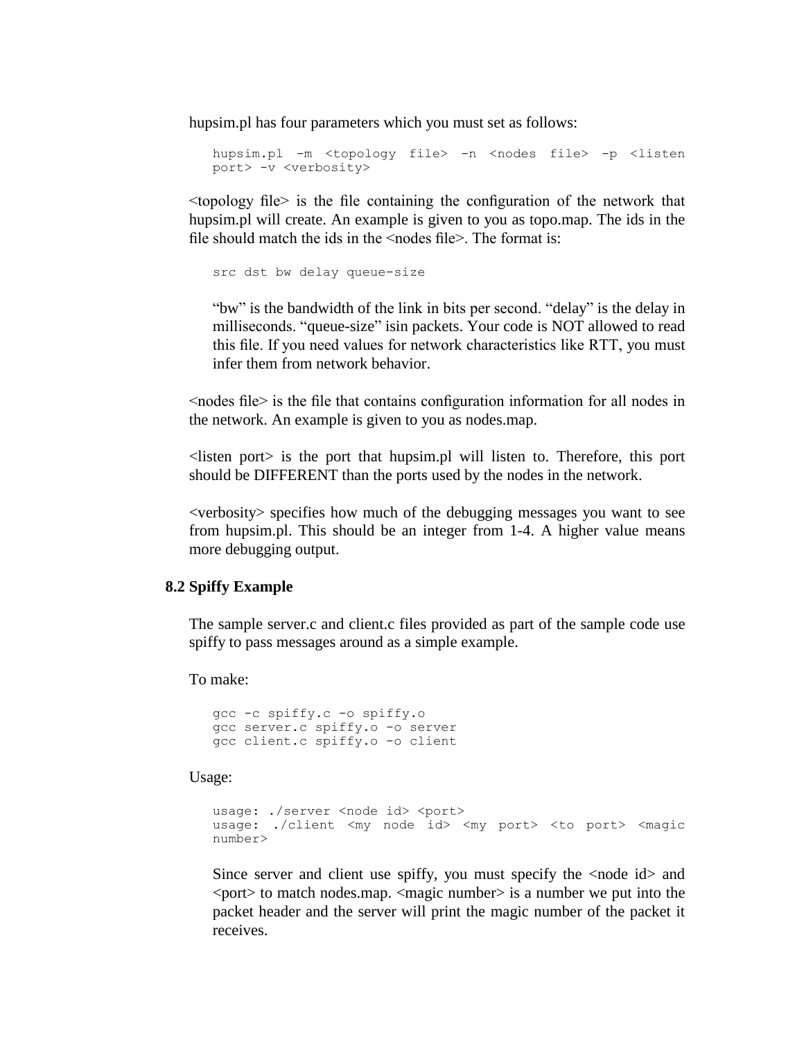hupsim.pl has four parameters which you must set as follows:

```
hupsim.pl -m <topology file> -n <nodes file> -p <listen
port> -v <verbosity>
```

<topology file> is the file containing the configuration of the network that hupsim.pl will create. An example is given to you as topo.map. The ids in the file should match the ids in the <nodes file>. The format is:

```
src dst bw delay queue-size
```

"bw" is the bandwidth of the link in bits per second. "delay" is the delay in milliseconds. "queue-size" isin packets. Your code is NOT allowed to read this file. If you need values for network characteristics like RTT, you must infer them from network behavior.

<nodes file> is the file that contains configuration information for all nodes in the network. An example is given to you as nodes.map.

<listen port> is the port that hupsim.pl will listen to. Therefore, this port should be DIFFERENT than the ports used by the nodes in the network.

<verbosity> specifies how much of the debugging messages you want to see from hupsim.pl. This should be an integer from 1-4. A higher value means more debugging output.

### 8.2 Spiffy Example

The sample server.c and client.c files provided as part of the sample code use spiffy to pass messages around as a simple example.

To make:

```
gcc -c spiffy.c -o spiffy.o
gcc server.c spiffy.o -o server
gcc client.c spiffy.o -o client
```

Usage:

```
usage: ./server <node id> <port>
usage: ./client <my node id> <my port> <to port> <magic
number>
```

Since server and client use spiffy, you must specify the <node id> and <port> to match nodes.map. <magic number> is a number we put into the packet header and the server will print the magic number of the packet it receives.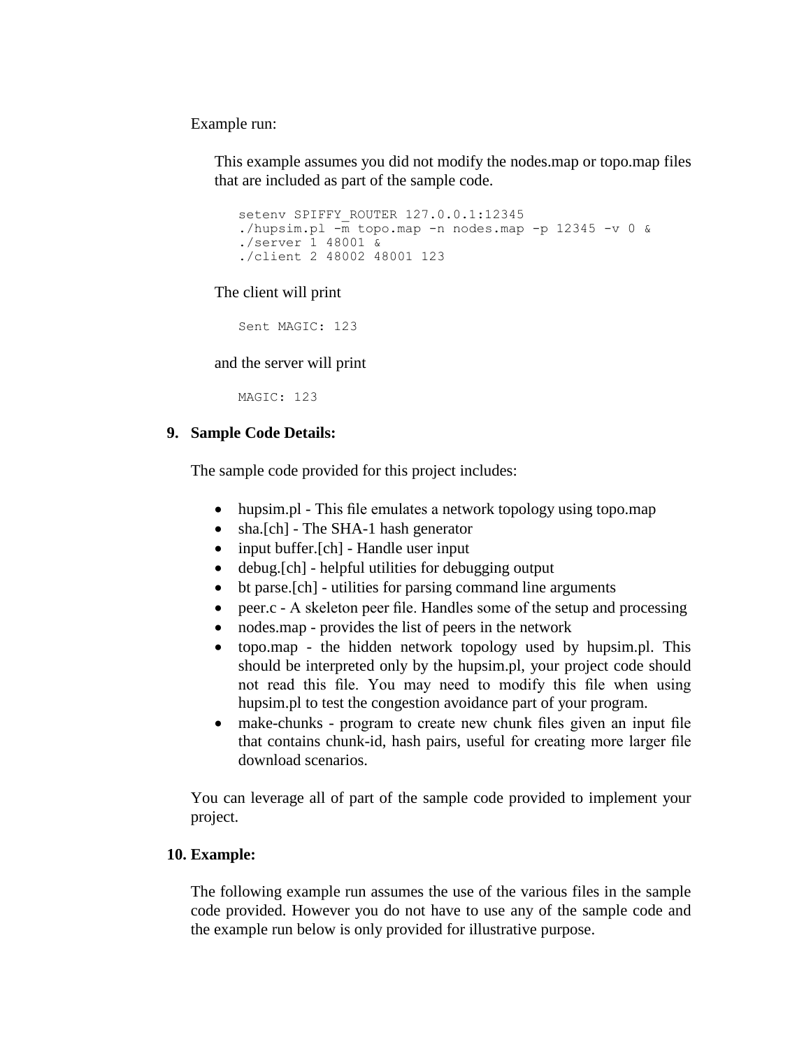Example run:

This example assumes you did not modify the nodes.map or topo.map files that are included as part of the sample code.

```
setenv SPIFFY_ROUTER 127.0.0.1:12345
./hupsim.pl -m topo.map -n nodes.map -p 12345 -v 0 &
./server 1 48001 &
./client 2 48002 48001 123
```

The client will print

```
Sent MAGIC: 123
```

and the server will print

```
MAGIC: 123
```

## 9. Sample Code Details:

The sample code provided for this project includes:

- hupsim.pl - This file emulates a network topology using topo.map
- sha.[ch] - The SHA-1 hash generator
- input buffer.[ch] - Handle user input
- debug.[ch] - helpful utilities for debugging output
- bt parse.[ch] - utilities for parsing command line arguments
- peer.c - A skeleton peer file. Handles some of the setup and processing
- nodes.map - provides the list of peers in the network
- topo.map - the hidden network topology used by hupsim.pl. This should be interpreted only by the hupsim.pl, your project code should not read this file. You may need to modify this file when using hupsim.pl to test the congestion avoidance part of your program.
- make-chunks - program to create new chunk files given an input file that contains chunk-id, hash pairs, useful for creating more larger file download scenarios.

You can leverage all of part of the sample code provided to implement your project.

## 10. Example:

The following example run assumes the use of the various files in the sample code provided. However you do not have to use any of the sample code and the example run below is only provided for illustrative purpose.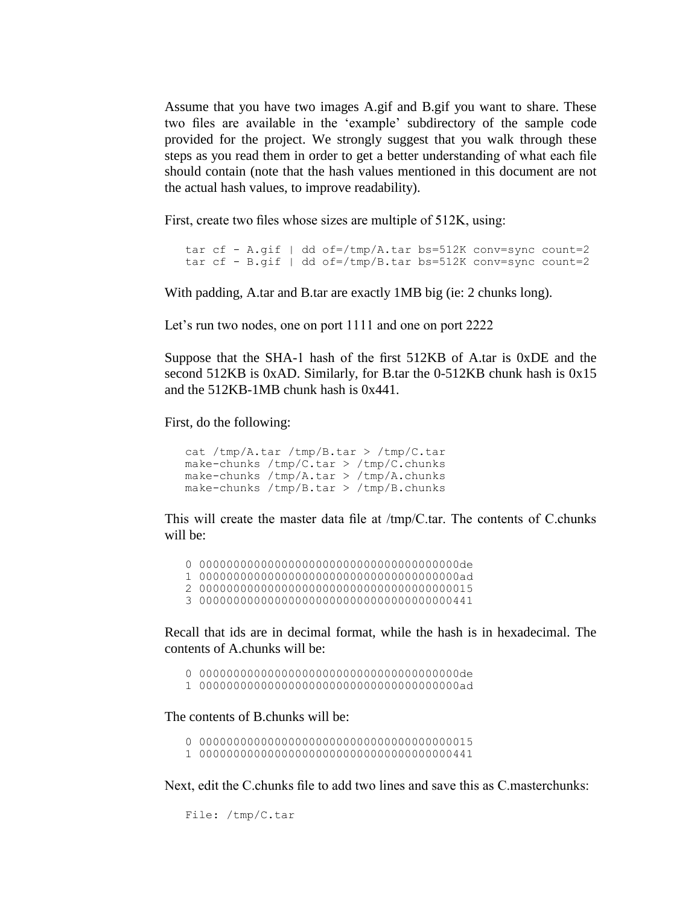Assume that you have two images A.gif and B.gif you want to share. These two files are available in the 'example' subdirectory of the sample code provided for the project. We strongly suggest that you walk through these steps as you read them in order to get a better understanding of what each file should contain (note that the hash values mentioned in this document are not the actual hash values, to improve readability).

First, create two files whose sizes are multiple of 512K, using:

```
tar cf - A.gif | dd of=/tmp/A.tar bs=512K conv=sync count=2
tar cf - B.gif | dd of=/tmp/B.tar bs=512K conv=sync count=2
```

With padding, A.tar and B.tar are exactly 1MB big (ie: 2 chunks long).

Let's run two nodes, one on port 1111 and one on port 2222

Suppose that the SHA-1 hash of the first 512KB of A.tar is 0xDE and the second 512KB is 0xAD. Similarly, for B.tar the 0-512KB chunk hash is 0x15 and the 512KB-1MB chunk hash is 0x441.

First, do the following:

```
cat /tmp/A.tar /tmp/B.tar > /tmp/C.tar
make-chunks /tmp/C.tar > /tmp/C.chunks
make-chunks /tmp/A.tar > /tmp/A.chunks
make-chunks /tmp/B.tar > /tmp/B.chunks
```

This will create the master data file at /tmp/C.tar. The contents of C.chunks will be:

```
0 00000000000000000000000000000000000000de
1 00000000000000000000000000000000000000ad
2 0000000000000000000000000000000000000015
3 0000000000000000000000000000000000000441
```

Recall that ids are in decimal format, while the hash is in hexadecimal. The contents of A.chunks will be:

```
0 00000000000000000000000000000000000000de
1 00000000000000000000000000000000000000ad
```

The contents of B.chunks will be:

```
0 0000000000000000000000000000000000000015
1 0000000000000000000000000000000000000441
```

Next, edit the C.chunks file to add two lines and save this as C.masterchunks:

```
File: /tmp/C.tar
```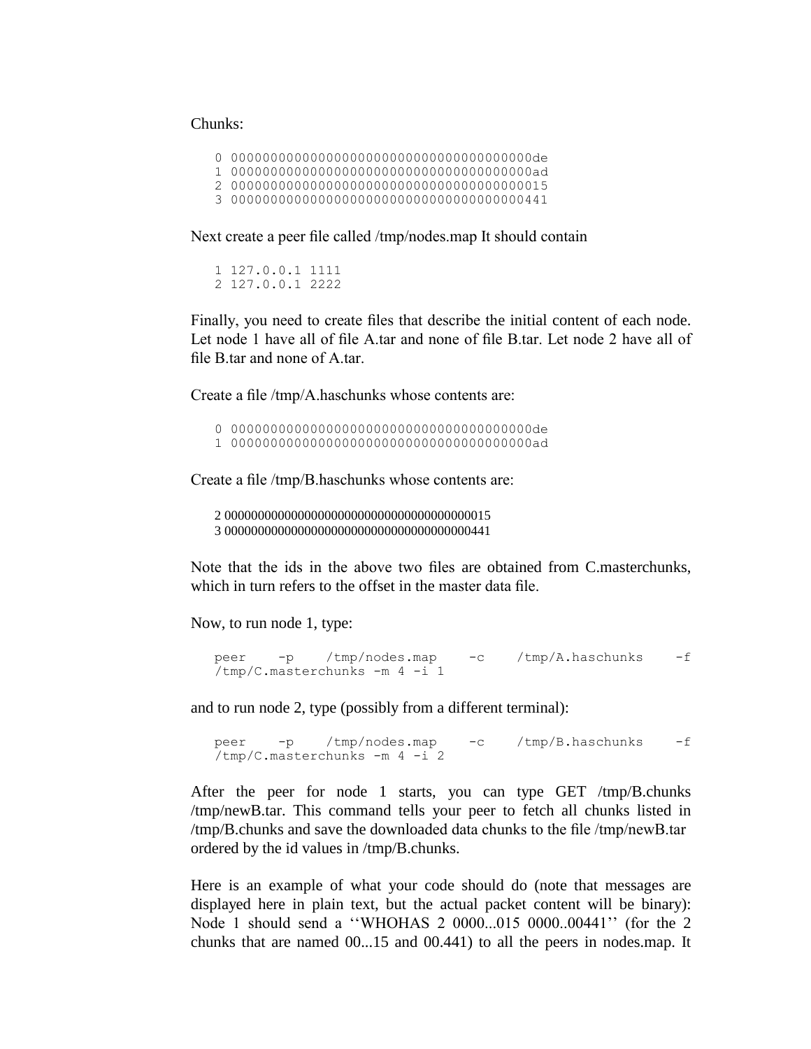Chunks:

```
0 00000000000000000000000000000000000000de
1 00000000000000000000000000000000000000ad
2 0000000000000000000000000000000000000015
3 0000000000000000000000000000000000000441
```

Next create a peer file called /tmp/nodes.map It should contain

```
1 127.0.0.1 1111
2 127.0.0.1 2222
```

Finally, you need to create files that describe the initial content of each node. Let node 1 have all of file A.tar and none of file B.tar. Let node 2 have all of file B.tar and none of A.tar.

Create a file /tmp/A.haschunks whose contents are:

```
0 00000000000000000000000000000000000000de
1 00000000000000000000000000000000000000ad
```

Create a file /tmp/B.haschunks whose contents are:

```
2 0000000000000000000000000000000000000015
3 0000000000000000000000000000000000000441
```

Note that the ids in the above two files are obtained from C.masterchunks, which in turn refers to the offset in the master data file.

Now, to run node 1, type:

```
peer -p /tmp/nodes.map -c /tmp/A.haschunks -f /tmp/C.masterchunks -m 4 -i 1
```

and to run node 2, type (possibly from a different terminal):

```
peer -p /tmp/nodes.map -c /tmp/B.haschunks -f /tmp/C.masterchunks -m 4 -i 2
```

After the peer for node 1 starts, you can type GET /tmp/B.chunks /tmp/newB.tar. This command tells your peer to fetch all chunks listed in /tmp/B.chunks and save the downloaded data chunks to the file /tmp/newB.tar ordered by the id values in /tmp/B.chunks.

Here is an example of what your code should do (note that messages are displayed here in plain text, but the actual packet content will be binary): Node 1 should send a ''WHOHAS 2 0000...015 0000..00441'' (for the 2 chunks that are named 00...15 and 00.441) to all the peers in nodes.map. It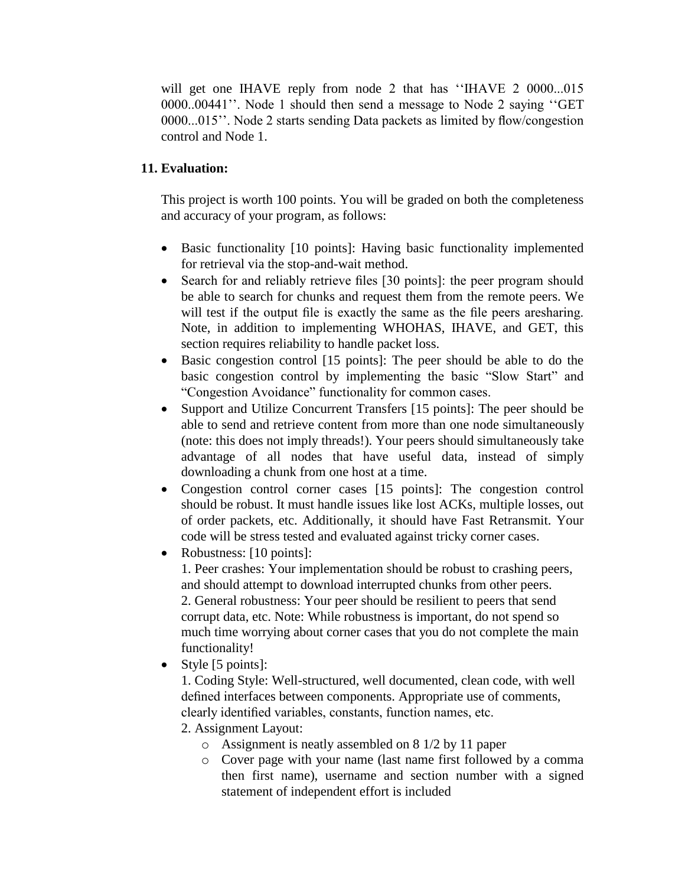will get one IHAVE reply from node 2 that has ''IHAVE 2 0000...015 0000..00441''. Node 1 should then send a message to Node 2 saying ''GET 0000...015''. Node 2 starts sending Data packets as limited by flow/congestion control and Node 1.

## 11. Evaluation:

This project is worth 100 points. You will be graded on both the completeness and accuracy of your program, as follows:

- Basic functionality [10 points]: Having basic functionality implemented for retrieval via the stop-and-wait method.
- Search for and reliably retrieve files [30 points]: the peer program should be able to search for chunks and request them from the remote peers. We will test if the output file is exactly the same as the file peers aresharing. Note, in addition to implementing WHOHAS, IHAVE, and GET, this section requires reliability to handle packet loss.
- Basic congestion control [15 points]: The peer should be able to do the basic congestion control by implementing the basic "Slow Start" and "Congestion Avoidance" functionality for common cases.
- Support and Utilize Concurrent Transfers [15 points]: The peer should be able to send and retrieve content from more than one node simultaneously (note: this does not imply threads!). Your peers should simultaneously take advantage of all nodes that have useful data, instead of simply downloading a chunk from one host at a time.
- Congestion control corner cases [15 points]: The congestion control should be robust. It must handle issues like lost ACKs, multiple losses, out of order packets, etc. Additionally, it should have Fast Retransmit. Your code will be stress tested and evaluated against tricky corner cases.
- Robustness: [10 points]:
  1. Peer crashes: Your implementation should be robust to crashing peers, and should attempt to download interrupted chunks from other peers.
  2. General robustness: Your peer should be resilient to peers that send corrupt data, etc. Note: While robustness is important, do not spend so much time worrying about corner cases that you do not complete the main functionality!
- Style [5 points]:
  1. Coding Style: Well-structured, well documented, clean code, with well defined interfaces between components. Appropriate use of comments, clearly identified variables, constants, function names, etc.
  2. Assignment Layout:
     - Assignment is neatly assembled on 8 1/2 by 11 paper
     - Cover page with your name (last name first followed by a comma then first name), username and section number with a signed statement of independent effort is included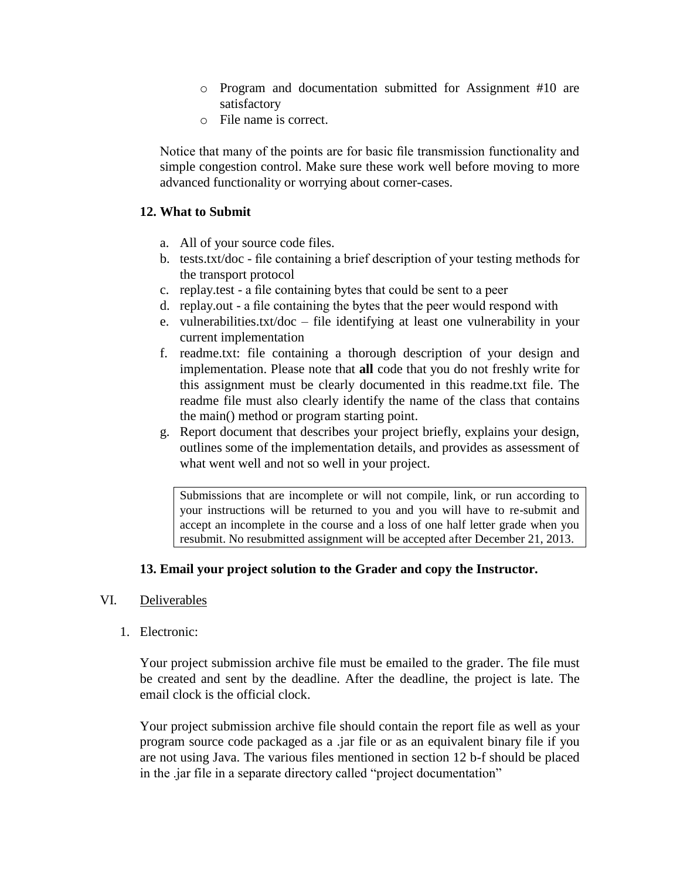- Program and documentation submitted for Assignment #10 are satisfactory
- File name is correct.

Notice that many of the points are for basic file transmission functionality and simple congestion control. Make sure these work well before moving to more advanced functionality or worrying about corner-cases.

### 12. What to Submit

a. All of your source code files.
b. tests.txt/doc - file containing a brief description of your testing methods for the transport protocol
c. replay.test - a file containing bytes that could be sent to a peer
d. replay.out - a file containing the bytes that the peer would respond with
e. vulnerabilities.txt/doc – file identifying at least one vulnerability in your current implementation
f. readme.txt: file containing a thorough description of your design and implementation. Please note that **all** code that you do not freshly write for this assignment must be clearly documented in this readme.txt file. The readme file must also clearly identify the name of the class that contains the main() method or program starting point.
g. Report document that describes your project briefly, explains your design, outlines some of the implementation details, and provides as assessment of what went well and not so well in your project.

> Submissions that are incomplete or will not compile, link, or run according to your instructions will be returned to you and you will have to re-submit and accept an incomplete in the course and a loss of one half letter grade when you resubmit. No resubmitted assignment will be accepted after December 21, 2013.

### 13. Email your project solution to the Grader and copy the Instructor.

## VI. Deliverables

1. Electronic:

Your project submission archive file must be emailed to the grader. The file must be created and sent by the deadline. After the deadline, the project is late. The email clock is the official clock.

Your project submission archive file should contain the report file as well as your program source code packaged as a .jar file or as an equivalent binary file if you are not using Java. The various files mentioned in section 12 b-f should be placed in the .jar file in a separate directory called "project documentation"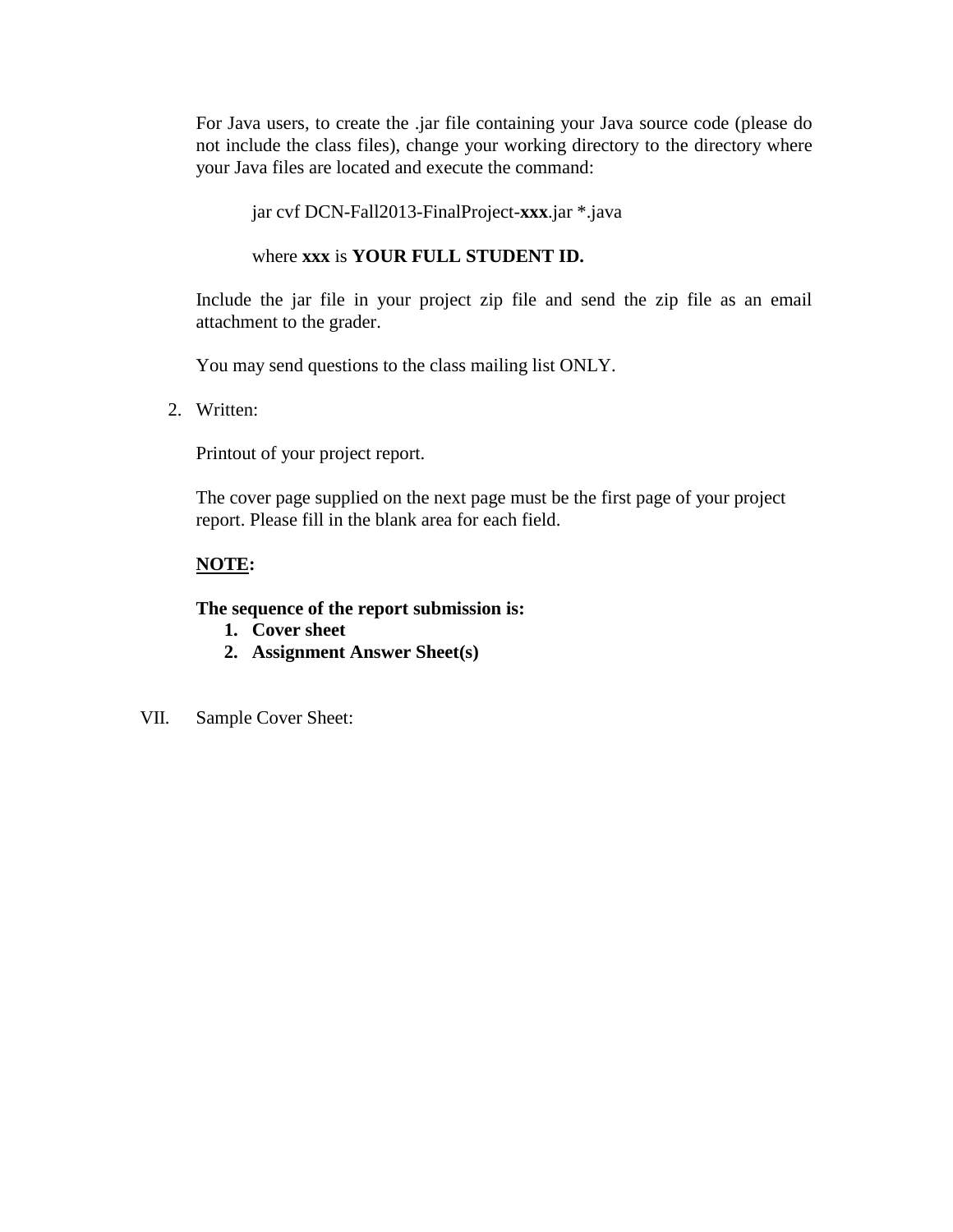For Java users, to create the .jar file containing your Java source code (please do not include the class files), change your working directory to the directory where your Java files are located and execute the command:

```
jar cvf DCN-Fall2013-FinalProject-xxx.jar *.java
```

where **xxx** is **YOUR FULL STUDENT ID.**

Include the jar file in your project zip file and send the zip file as an email attachment to the grader.

You may send questions to the class mailing list ONLY.

2. Written:

   Printout of your project report.

   The cover page supplied on the next page must be the first page of your project report. Please fill in the blank area for each field.

   **NOTE:**

   **The sequence of the report submission is:**

   1. **Cover sheet**
   2. **Assignment Answer Sheet(s)**

VII. Sample Cover Sheet: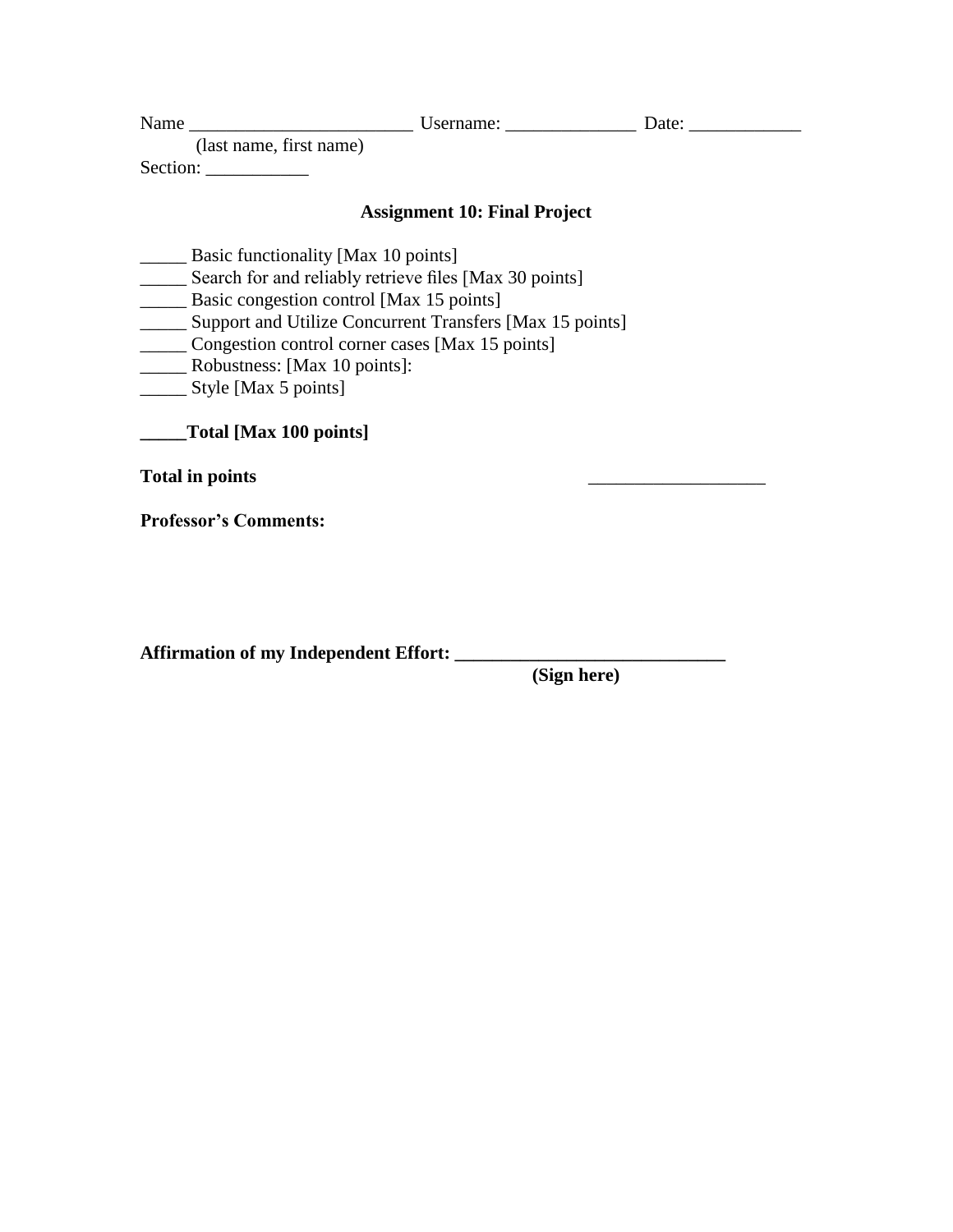Name ________________________ Username: ______________ Date: ____________
(last name, first name)
Section: ___________

## Assignment 10: Final Project

_____ Basic functionality [Max 10 points]
_____ Search for and reliably retrieve files [Max 30 points]
_____ Basic congestion control [Max 15 points]
_____ Support and Utilize Concurrent Transfers [Max 15 points]
_____ Congestion control corner cases [Max 15 points]
_____ Robustness: [Max 10 points]:
_____ Style [Max 5 points]

**_____Total [Max 100 points]**

**Total in points** ___________________

**Professor's Comments:**

**Affirmation of my Independent Effort: _____________________________**
**(Sign here)**